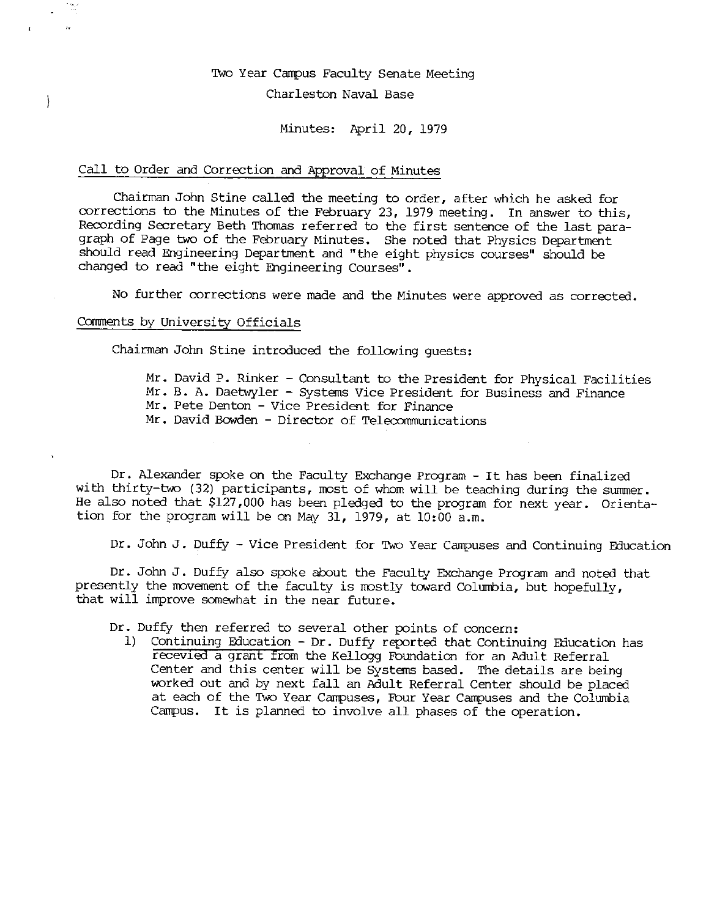Two Year Campus Faculty Senate Meeting

Charleston Naval Base

Minutes: April 20, 1979

Call to Order and Correction and Approval of Minutes

Chairman John Stine called the meeting to order, after which he asked for corrections to the Minutes of the February 23, 1979 meeting. In answer to this, Recording Secretary Beth Thomas referred to the first sentence of the last paragraph of Page two of the February Minutes. She noted that Physics Department should read Engineering Department and "the eight physics courses" should be changed to read "the eight Engineering Courses".

No further corrections were made and the Minutes were approved as corrected.

Comments by University Officials

Chairman John Stine introduced the following guests:

Mr. David P. Rinker - Consultant to the President for Physical Facilities
Mr. B. A. Daetwyler - Systems Vice President for Business and Finance
Mr. Pete Denton - Vice President for Finance
Mr. David Bowden - Director of Telecommunications

Dr. Alexander spoke on the Faculty Exchange Program - It has been finalized with thirty-two (32) participants, most of whom will be teaching during the summer. He also noted that $127,000 has been pledged to the program for next year. Orientation for the program will be on May 31, 1979, at 10:00 a.m.

Dr. John J. Duffy - Vice President for Two Year Campuses and Continuing Education

Dr. John J. Duffy also spoke about the Faculty Exchange Program and noted that presently the movement of the faculty is mostly toward Columbia, but hopefully, that will improve somewhat in the near future.

Dr. Duffy then referred to several other points of concern:

1) Continuing Education - Dr. Duffy reported that Continuing Education has recevied a grant from the Kellogg Foundation for an Adult Referral Center and this center will be Systems based. The details are being worked out and by next fall an Adult Referral Center should be placed at each of the Two Year Campuses, Four Year Campuses and the Columbia Campus. It is planned to involve all phases of the operation.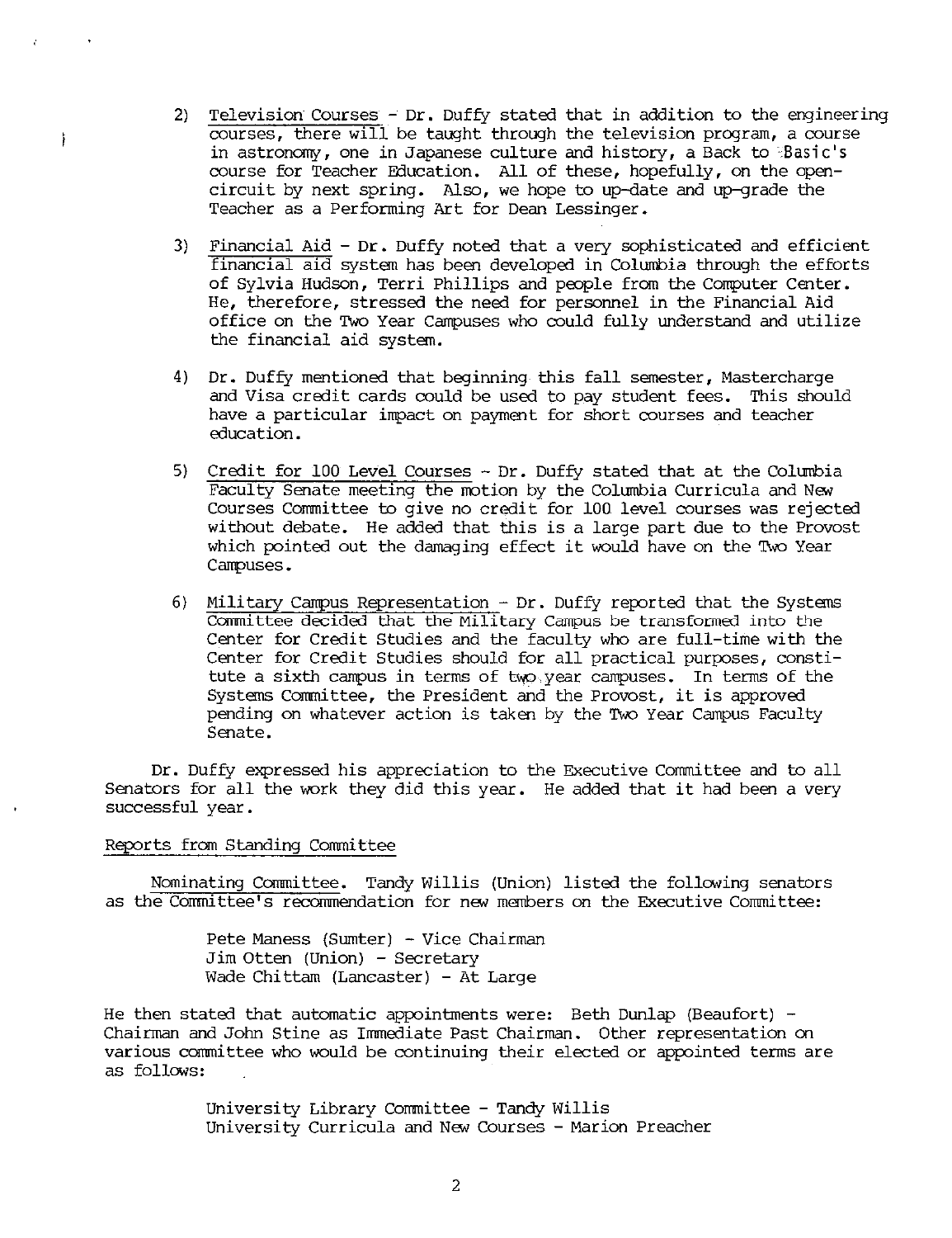2) Television Courses - Dr. Duffy stated that in addition to the engineering courses, there will be taught through the television program, a course in astronomy, one in Japanese culture and history, a Back to Basic's course for Teacher Education. All of these, hopefully, on the open-circuit by next spring. Also, we hope to up-date and up-grade the Teacher as a Performing Art for Dean Lessinger.

3) Financial Aid - Dr. Duffy noted that a very sophisticated and efficient financial aid system has been developed in Columbia through the efforts of Sylvia Hudson, Terri Phillips and people from the Computer Center. He, therefore, stressed the need for personnel in the Financial Aid office on the Two Year Campuses who could fully understand and utilize the financial aid system.

4) Dr. Duffy mentioned that beginning this fall semester, Mastercharge and Visa credit cards could be used to pay student fees. This should have a particular impact on payment for short courses and teacher education.

5) Credit for 100 Level Courses - Dr. Duffy stated that at the Columbia Faculty Senate meeting the motion by the Columbia Curricula and New Courses Committee to give no credit for 100 level courses was rejected without debate. He added that this is a large part due to the Provost which pointed out the damaging effect it would have on the Two Year Campuses.

6) Military Campus Representation - Dr. Duffy reported that the Systems Committee decided that the Military Campus be transformed into the Center for Credit Studies and the faculty who are full-time with the Center for Credit Studies should for all practical purposes, constitute a sixth campus in terms of two year campuses. In terms of the Systems Committee, the President and the Provost, it is approved pending on whatever action is taken by the Two Year Campus Faculty Senate.

Dr. Duffy expressed his appreciation to the Executive Committee and to all Senators for all the work they did this year. He added that it had been a very successful year.

Reports from Standing Committee

Nominating Committee. Tandy Willis (Union) listed the following senators as the Committee's recommendation for new members on the Executive Committee:

Pete Maness (Sumter) - Vice Chairman
Jim Otten (Union) - Secretary
Wade Chittam (Lancaster) - At Large

He then stated that automatic appointments were: Beth Dunlap (Beaufort) - Chairman and John Stine as Immediate Past Chairman. Other representation on various committee who would be continuing their elected or appointed terms are as follows:

University Library Committee - Tandy Willis
University Curricula and New Courses - Marion Preacher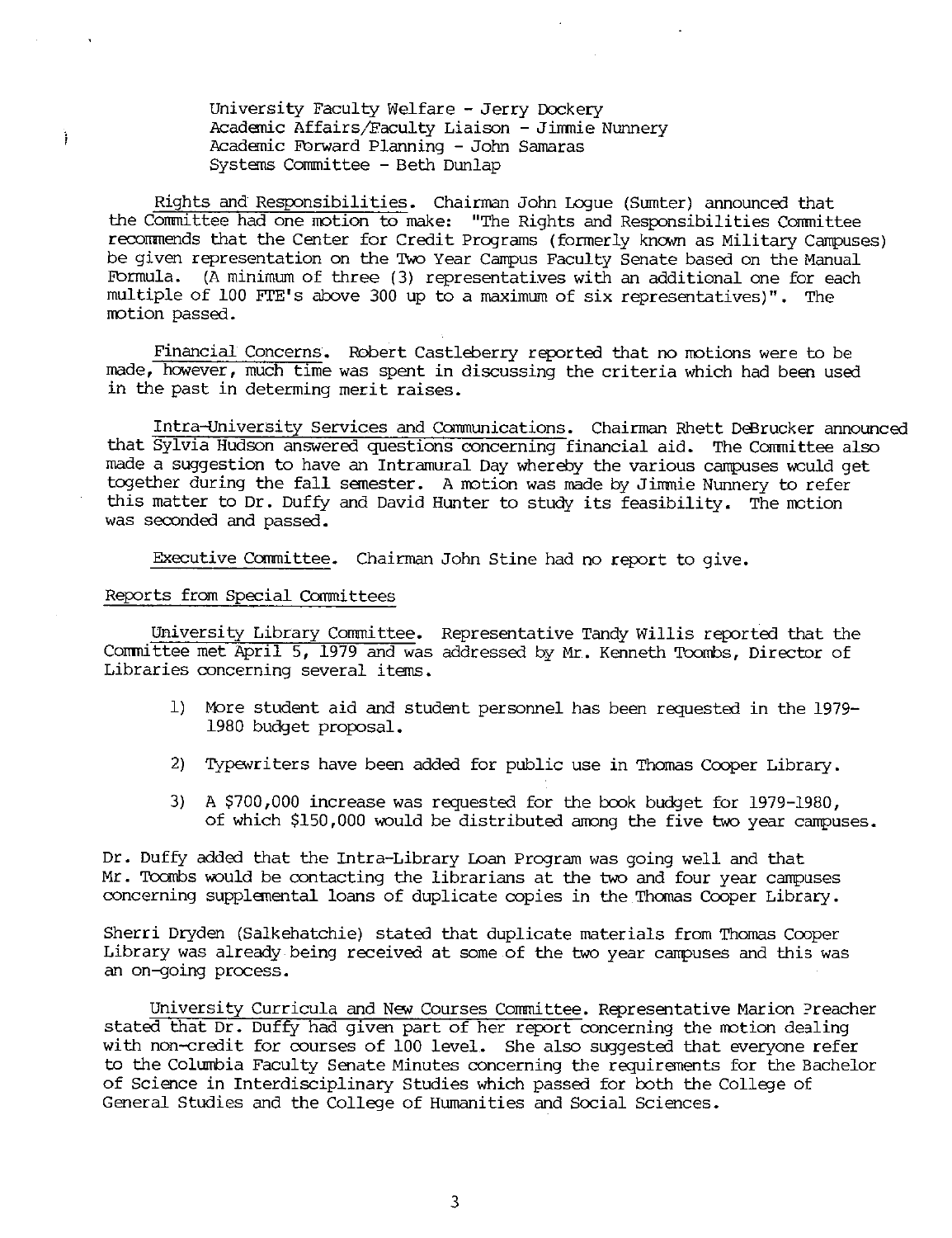University Faculty Welfare - Jerry Dockery
Academic Affairs/Faculty Liaison - Jimmie Nunnery
Academic Forward Planning - John Samaras
Systems Committee - Beth Dunlap

Rights and Responsibilities. Chairman John Logue (Sumter) announced that the Committee had one motion to make: "The Rights and Responsibilities Committee recommends that the Center for Credit Programs (formerly known as Military Campuses) be given representation on the Two Year Campus Faculty Senate based on the Manual Formula. (A minimum of three (3) representatives with an additional one for each multiple of 100 FTE's above 300 up to a maximum of six representatives)". The motion passed.

Financial Concerns. Robert Castleberry reported that no motions were to be made, however, much time was spent in discussing the criteria which had been used in the past in determing merit raises.

Intra-University Services and Communications. Chairman Rhett DeBrucker announced that Sylvia Hudson answered questions concerning financial aid. The Committee also made a suggestion to have an Intramural Day whereby the various campuses would get together during the fall semester. A motion was made by Jimmie Nunnery to refer this matter to Dr. Duffy and David Hunter to study its feasibility. The motion was seconded and passed.

Executive Committee. Chairman John Stine had no report to give.

Reports from Special Committees

University Library Committee. Representative Tandy Willis reported that the Committee met April 5, 1979 and was addressed by Mr. Kenneth Toombs, Director of Libraries concerning several items.

1) More student aid and student personnel has been requested in the 1979-1980 budget proposal.

2) Typewriters have been added for public use in Thomas Cooper Library.

3) A $700,000 increase was requested for the book budget for 1979-1980, of which $150,000 would be distributed among the five two year campuses.

Dr. Duffy added that the Intra-Library Loan Program was going well and that Mr. Toombs would be contacting the librarians at the two and four year campuses concerning supplemental loans of duplicate copies in the Thomas Cooper Library.

Sherri Dryden (Salkehatchie) stated that duplicate materials from Thomas Cooper Library was already being received at some of the two year campuses and this was an on-going process.

University Curricula and New Courses Committee. Representative Marion Preacher stated that Dr. Duffy had given part of her report concerning the motion dealing with non-credit for courses of 100 level. She also suggested that everyone refer to the Columbia Faculty Senate Minutes concerning the requirements for the Bachelor of Science in Interdisciplinary Studies which passed for both the College of General Studies and the College of Humanities and Social Sciences.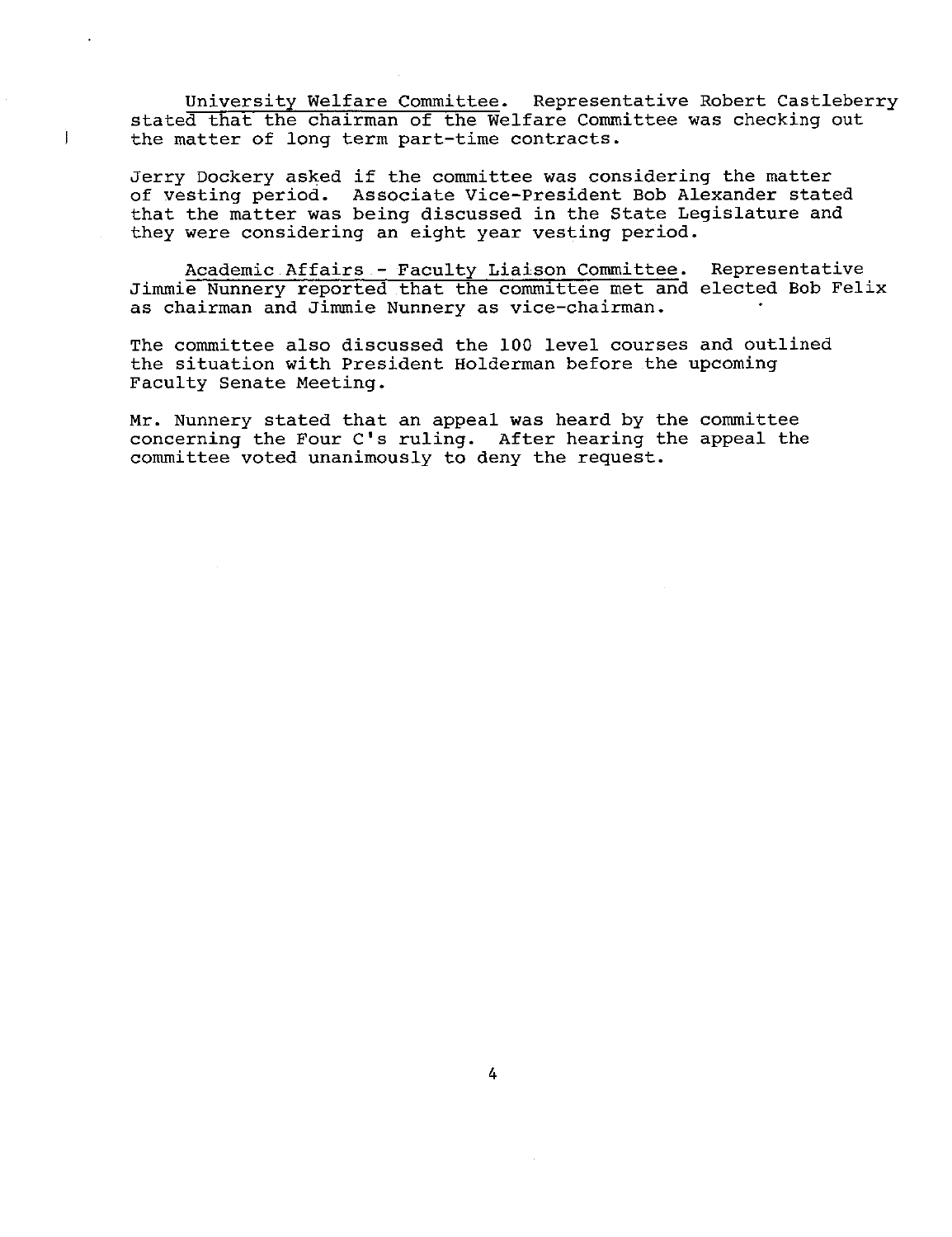University Welfare Committee. Representative Robert Castleberry stated that the chairman of the Welfare Committee was checking out the matter of long term part-time contracts.

Jerry Dockery asked if the committee was considering the matter of vesting period. Associate Vice-President Bob Alexander stated that the matter was being discussed in the State Legislature and they were considering an eight year vesting period.

Academic Affairs - Faculty Liaison Committee. Representative Jimmie Nunnery reported that the committee met and elected Bob Felix as chairman and Jimmie Nunnery as vice-chairman.

The committee also discussed the 100 level courses and outlined the situation with President Holderman before the upcoming Faculty Senate Meeting.

Mr. Nunnery stated that an appeal was heard by the committee concerning the Four C's ruling. After hearing the appeal the committee voted unanimously to deny the request.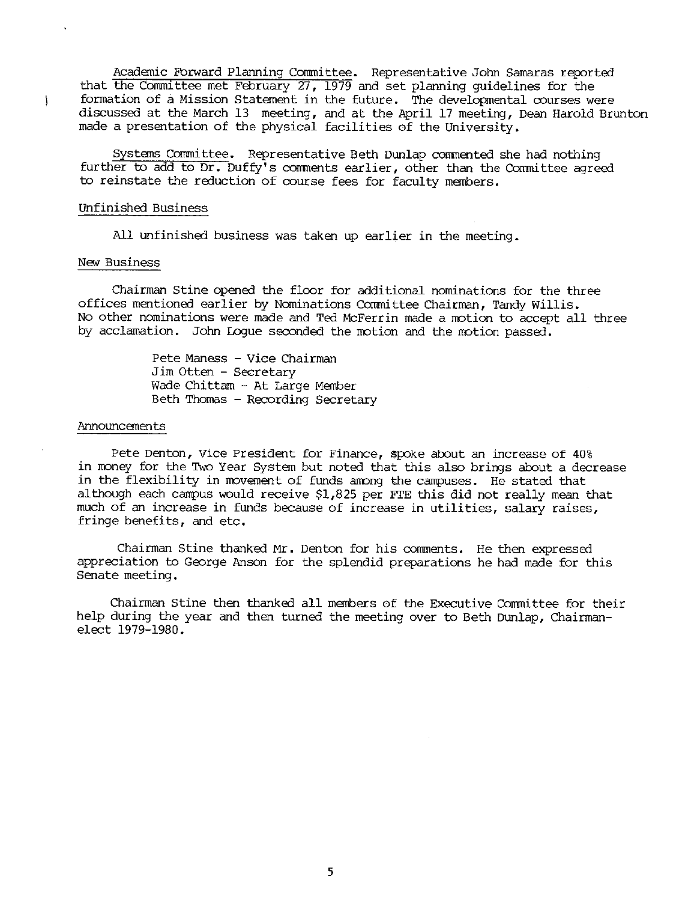Academic Forward Planning Committee. Representative John Samaras reported that the Committee met February 27, 1979 and set planning guidelines for the formation of a Mission Statement in the future. The developmental courses were discussed at the March 13 meeting, and at the April 17 meeting, Dean Harold Brunton made a presentation of the physical facilities of the University.

Systems Committee. Representative Beth Dunlap commented she had nothing further to add to Dr. Duffy's comments earlier, other than the Committee agreed to reinstate the reduction of course fees for faculty members.

## Unfinished Business

All unfinished business was taken up earlier in the meeting.

## New Business

Chairman Stine opened the floor for additional nominations for the three offices mentioned earlier by Nominations Committee Chairman, Tandy Willis. No other nominations were made and Ted McFerrin made a motion to accept all three by acclamation. John Logue seconded the motion and the motion passed.

Pete Maness - Vice Chairman
Jim Otten - Secretary
Wade Chittam - At Large Member
Beth Thomas - Recording Secretary

## Announcements

Pete Denton, Vice President for Finance, spoke about an increase of 40% in money for the Two Year System but noted that this also brings about a decrease in the flexibility in movement of funds among the campuses. He stated that although each campus would receive $1,825 per FTE this did not really mean that much of an increase in funds because of increase in utilities, salary raises, fringe benefits, and etc.

Chairman Stine thanked Mr. Denton for his comments. He then expressed appreciation to George Anson for the splendid preparations he had made for this Senate meeting.

Chairman Stine then thanked all members of the Executive Committee for their help during the year and then turned the meeting over to Beth Dunlap, Chairman-elect 1979-1980.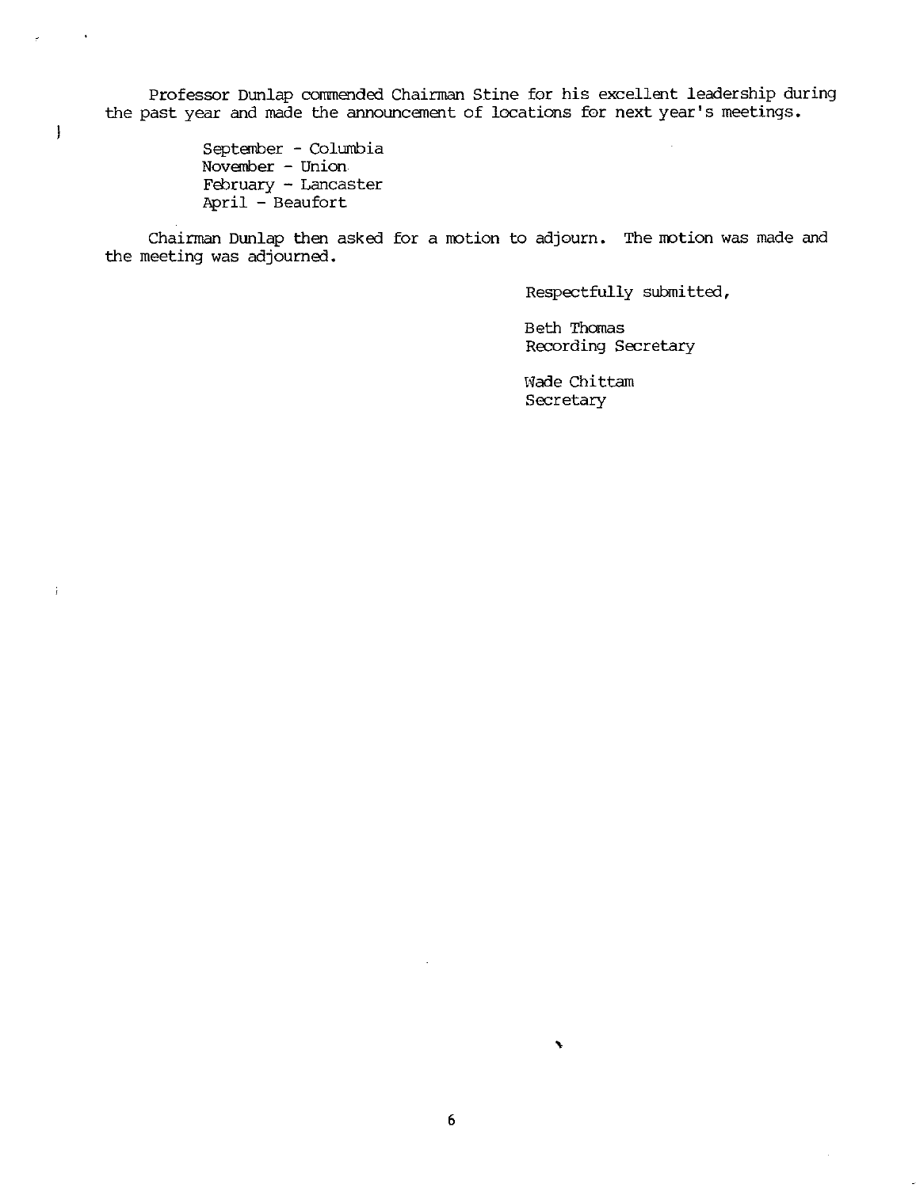Professor Dunlap commended Chairman Stine for his excellent leadership during the past year and made the announcement of locations for next year's meetings.

September - Columbia
November - Union
February - Lancaster
April - Beaufort

Chairman Dunlap then asked for a motion to adjourn. The motion was made and the meeting was adjourned.

Respectfully submitted,

Beth Thomas
Recording Secretary

Wade Chittam
Secretary